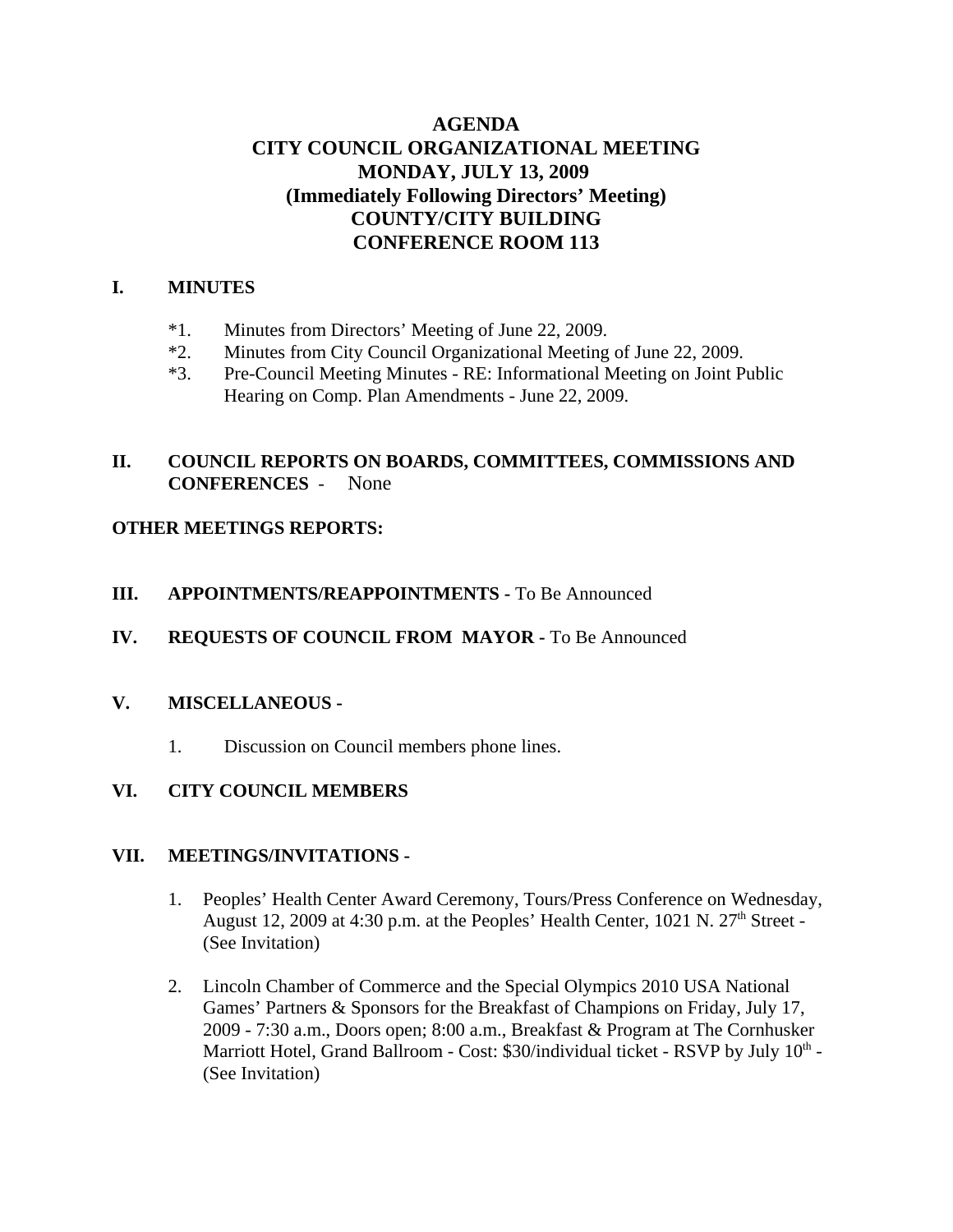# AGENDA
# CITY COUNCIL ORGANIZATIONAL MEETING
# MONDAY, JULY 13, 2009
# (Immediately Following Directors' Meeting)
# COUNTY/CITY BUILDING
# CONFERENCE ROOM 113

## I. MINUTES

*1. Minutes from Directors' Meeting of June 22, 2009.

*2. Minutes from City Council Organizational Meeting of June 22, 2009.

*3. Pre-Council Meeting Minutes - RE: Informational Meeting on Joint Public Hearing on Comp. Plan Amendments - June 22, 2009.

## II. COUNCIL REPORTS ON BOARDS, COMMITTEES, COMMISSIONS AND CONFERENCES - None

**OTHER MEETINGS REPORTS:**

## III. APPOINTMENTS/REAPPOINTMENTS - To Be Announced

## IV. REQUESTS OF COUNCIL FROM MAYOR - To Be Announced

## V. MISCELLANEOUS -

1. Discussion on Council members phone lines.

## VI. CITY COUNCIL MEMBERS

## VII. MEETINGS/INVITATIONS -

1. Peoples' Health Center Award Ceremony, Tours/Press Conference on Wednesday, August 12, 2009 at 4:30 p.m. at the Peoples' Health Center, 1021 N. 27th Street - (See Invitation)

2. Lincoln Chamber of Commerce and the Special Olympics 2010 USA National Games' Partners & Sponsors for the Breakfast of Champions on Friday, July 17, 2009 - 7:30 a.m., Doors open; 8:00 a.m., Breakfast & Program at The Cornhusker Marriott Hotel, Grand Ballroom - Cost: $30/individual ticket - RSVP by July 10th - (See Invitation)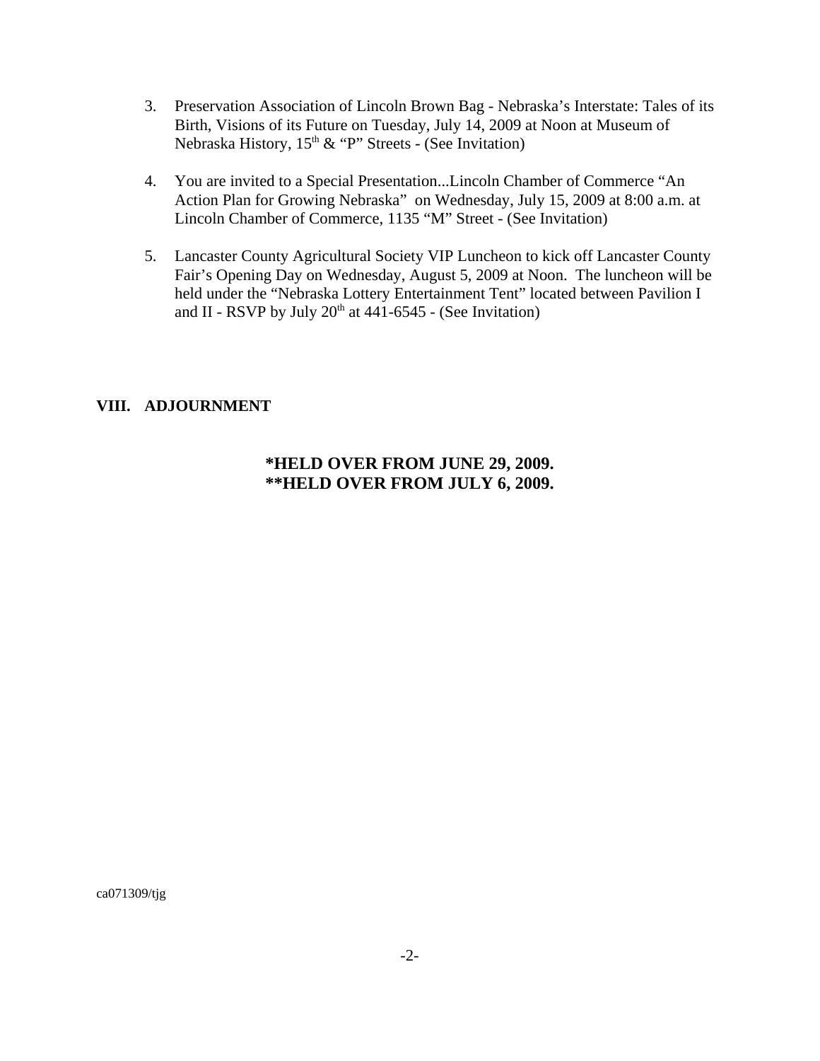3. Preservation Association of Lincoln Brown Bag - Nebraska's Interstate: Tales of its Birth, Visions of its Future on Tuesday, July 14, 2009 at Noon at Museum of Nebraska History, 15th & "P" Streets - (See Invitation)

4. You are invited to a Special Presentation...Lincoln Chamber of Commerce "An Action Plan for Growing Nebraska" on Wednesday, July 15, 2009 at 8:00 a.m. at Lincoln Chamber of Commerce, 1135 "M" Street - (See Invitation)

5. Lancaster County Agricultural Society VIP Luncheon to kick off Lancaster County Fair's Opening Day on Wednesday, August 5, 2009 at Noon. The luncheon will be held under the "Nebraska Lottery Entertainment Tent" located between Pavilion I and II - RSVP by July 20th at 441-6545 - (See Invitation)

**VIII. ADJOURNMENT**

**\*HELD OVER FROM JUNE 29, 2009.**
**\*\*HELD OVER FROM JULY 6, 2009.**

ca071309/tjg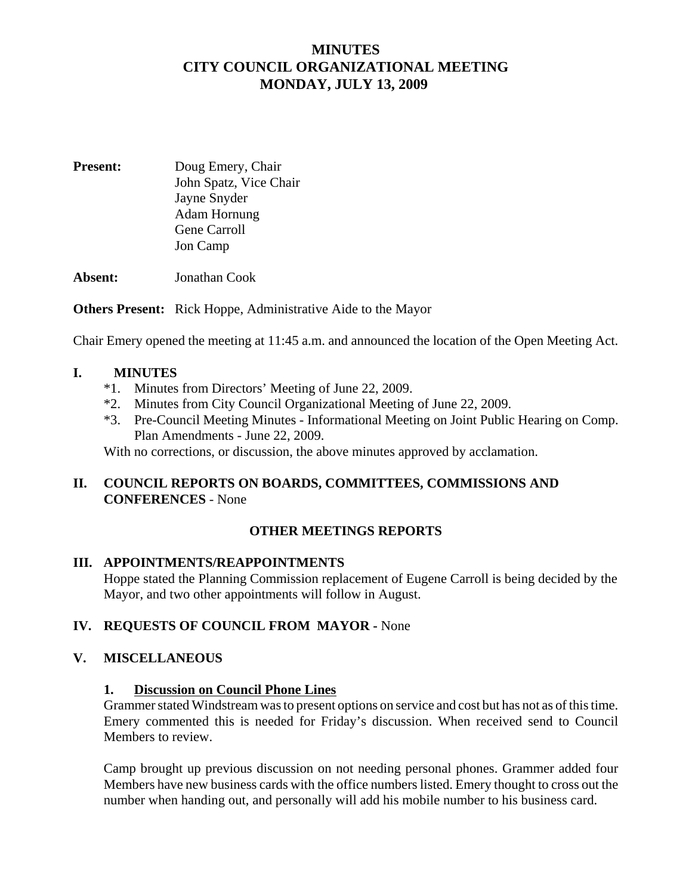# MINUTES
# CITY COUNCIL ORGANIZATIONAL MEETING
# MONDAY, JULY 13, 2009

**Present:** Doug Emery, Chair
John Spatz, Vice Chair
Jayne Snyder
Adam Hornung
Gene Carroll
Jon Camp

**Absent:** Jonathan Cook

**Others Present:** Rick Hoppe, Administrative Aide to the Mayor

Chair Emery opened the meeting at 11:45 a.m. and announced the location of the Open Meeting Act.

## I. MINUTES

*1. Minutes from Directors' Meeting of June 22, 2009.
*2. Minutes from City Council Organizational Meeting of June 22, 2009.
*3. Pre-Council Meeting Minutes - Informational Meeting on Joint Public Hearing on Comp. Plan Amendments - June 22, 2009.

With no corrections, or discussion, the above minutes approved by acclamation.

## II. COUNCIL REPORTS ON BOARDS, COMMITTEES, COMMISSIONS AND CONFERENCES - None

### OTHER MEETINGS REPORTS

## III. APPOINTMENTS/REAPPOINTMENTS

Hoppe stated the Planning Commission replacement of Eugene Carroll is being decided by the Mayor, and two other appointments will follow in August.

## IV. REQUESTS OF COUNCIL FROM MAYOR - None

## V. MISCELLANEOUS

### 1. Discussion on Council Phone Lines

Grammer stated Windstream was to present options on service and cost but has not as of this time. Emery commented this is needed for Friday's discussion. When received send to Council Members to review.

Camp brought up previous discussion on not needing personal phones. Grammer added four Members have new business cards with the office numbers listed. Emery thought to cross out the number when handing out, and personally will add his mobile number to his business card.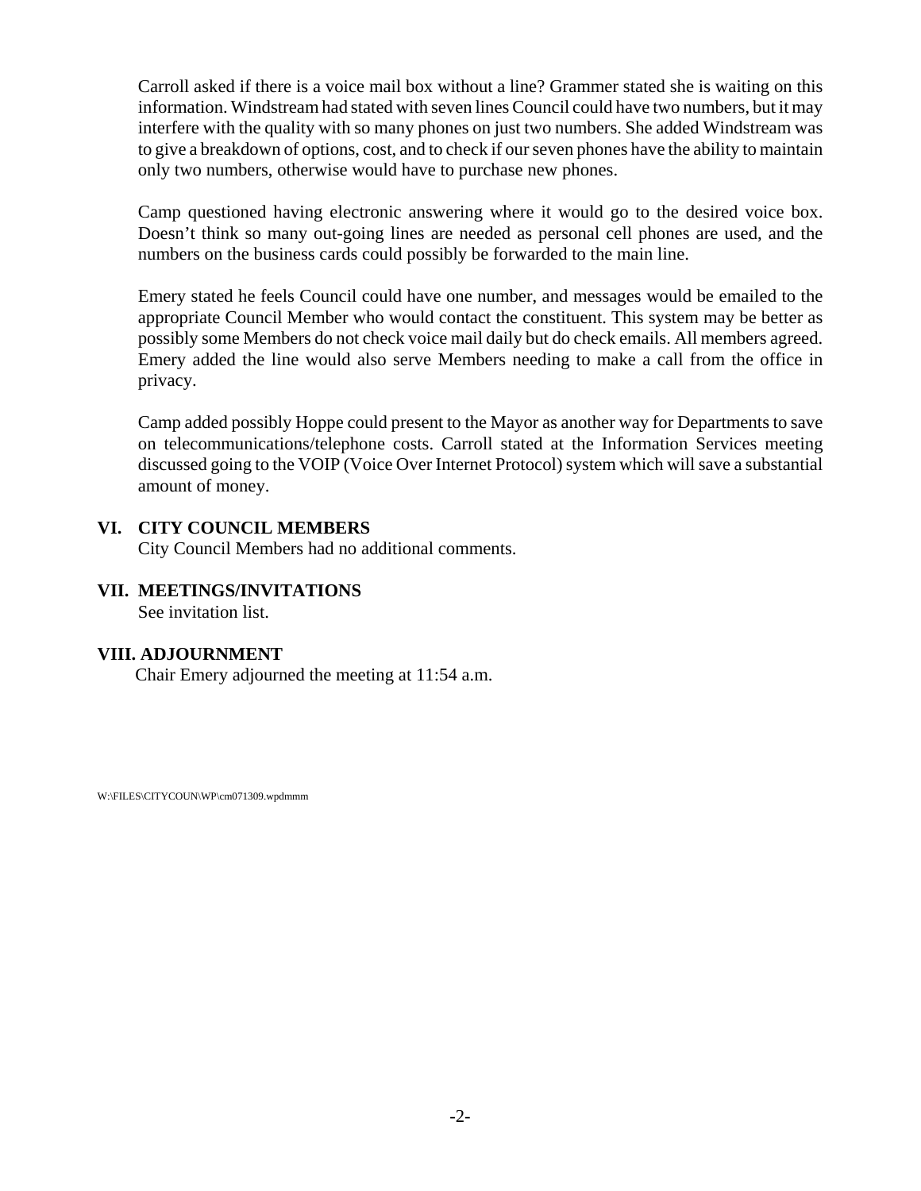Carroll asked if there is a voice mail box without a line? Grammer stated she is waiting on this information. Windstream had stated with seven lines Council could have two numbers, but it may interfere with the quality with so many phones on just two numbers. She added Windstream was to give a breakdown of options, cost, and to check if our seven phones have the ability to maintain only two numbers, otherwise would have to purchase new phones.

Camp questioned having electronic answering where it would go to the desired voice box. Doesn't think so many out-going lines are needed as personal cell phones are used, and the numbers on the business cards could possibly be forwarded to the main line.

Emery stated he feels Council could have one number, and messages would be emailed to the appropriate Council Member who would contact the constituent. This system may be better as possibly some Members do not check voice mail daily but do check emails. All members agreed. Emery added the line would also serve Members needing to make a call from the office in privacy.

Camp added possibly Hoppe could present to the Mayor as another way for Departments to save on telecommunications/telephone costs. Carroll stated at the Information Services meeting discussed going to the VOIP (Voice Over Internet Protocol) system which will save a substantial amount of money.

## VI. CITY COUNCIL MEMBERS

City Council Members had no additional comments.

## VII. MEETINGS/INVITATIONS

See invitation list.

## VIII. ADJOURNMENT

Chair Emery adjourned the meeting at 11:54 a.m.

W:\FILES\CITYCOUN\WP\cm071309.wpdmmm